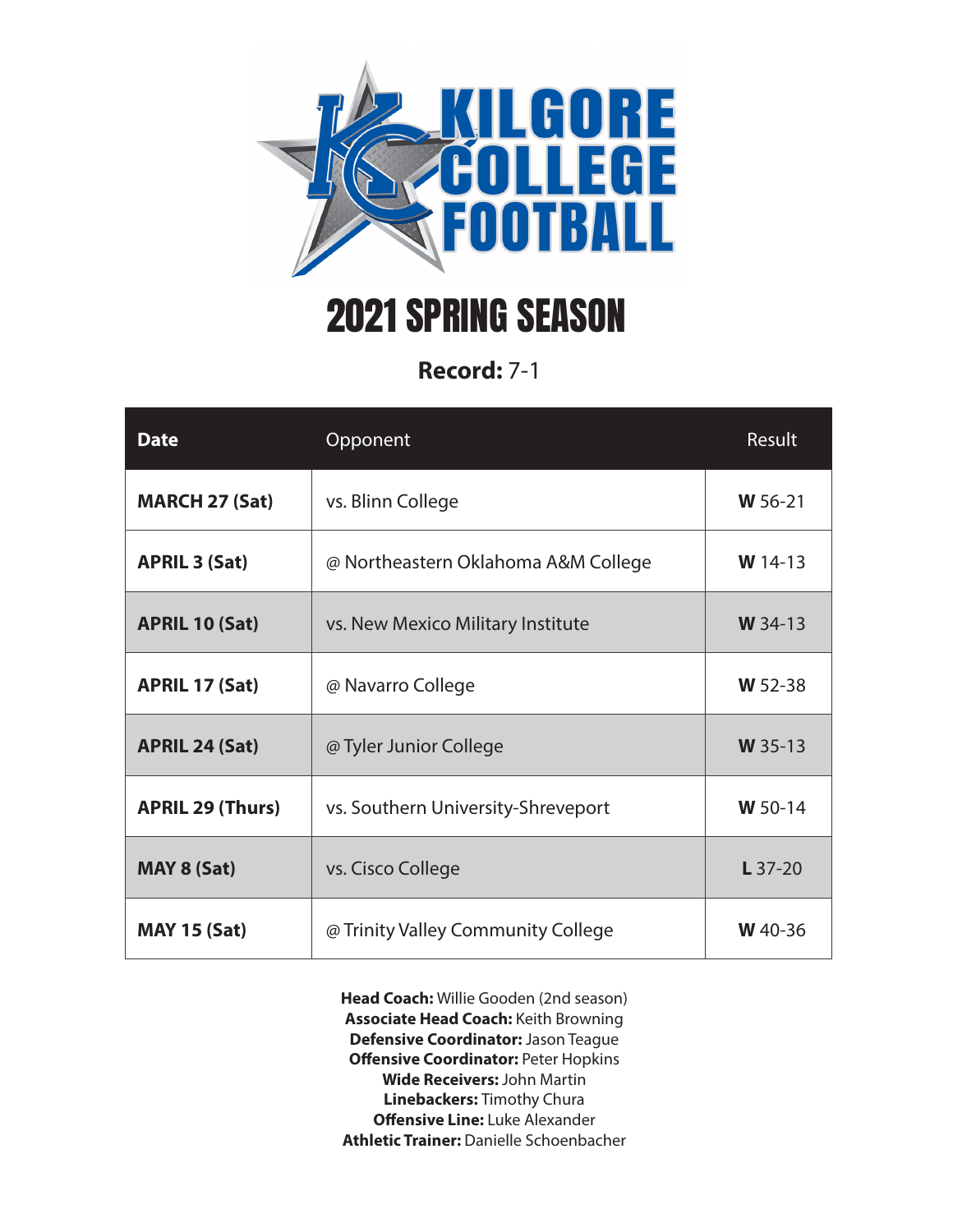# KILGORE COLLEGE FOOTBALL

## 2021 SPRING SEASON

**Record:** 7-1

| Date | Opponent | Result |
| --- | --- | --- |
| **MARCH 27 (Sat)** | vs. Blinn College | **W** 56-21 |
| **APRIL 3 (Sat)** | @ Northeastern Oklahoma A&M College | **W** 14-13 |
| **APRIL 10 (Sat)** | vs. New Mexico Military Institute | **W** 34-13 |
| **APRIL 17 (Sat)** | @ Navarro College | **W** 52-38 |
| **APRIL 24 (Sat)** | @ Tyler Junior College | **W** 35-13 |
| **APRIL 29 (Thurs)** | vs. Southern University-Shreveport | **W** 50-14 |
| **MAY 8 (Sat)** | vs. Cisco College | **L** 37-20 |
| **MAY 15 (Sat)** | @ Trinity Valley Community College | **W** 40-36 |

**Head Coach:** Willie Gooden (2nd season)
**Associate Head Coach:** Keith Browning
**Defensive Coordinator:** Jason Teague
**Offensive Coordinator:** Peter Hopkins
**Wide Receivers:** John Martin
**Linebackers:** Timothy Chura
**Offensive Line:** Luke Alexander
**Athletic Trainer:** Danielle Schoenbacher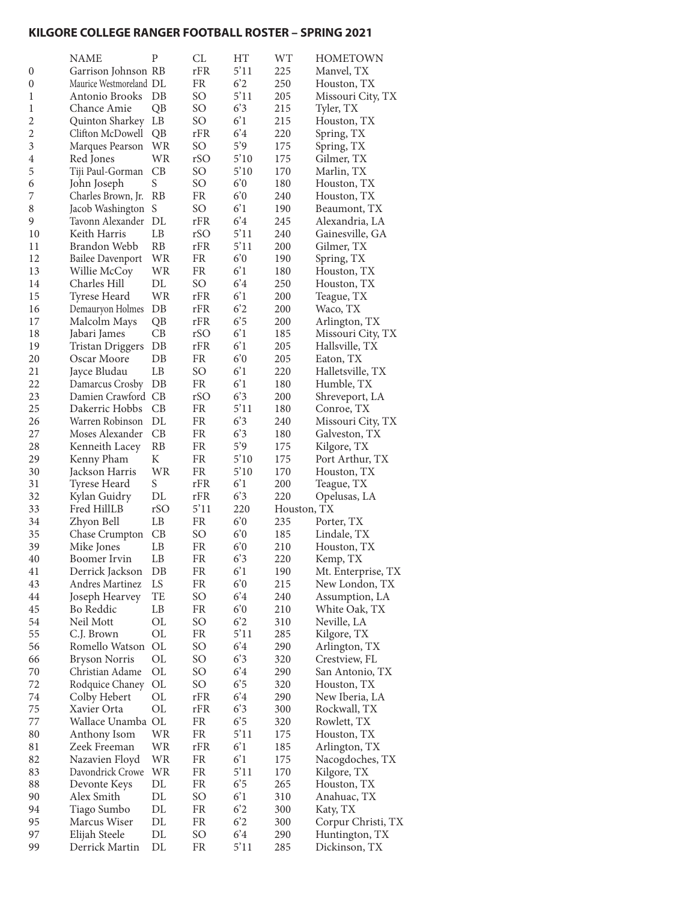**KILGORE COLLEGE RANGER FOOTBALL ROSTER – SPRING 2021**

| | NAME | P | CL | HT | WT | HOMETOWN |
|---|---|---|---|---|---|---|
| 0 | Garrison Johnson | RB | rFR | 5’11 | 225 | Manvel, TX |
| 0 | Maurice Westmoreland | DL | FR | 6’2 | 250 | Houston, TX |
| 1 | Antonio Brooks | DB | SO | 5’11 | 205 | Missouri City, TX |
| 1 | Chance Amie | QB | SO | 6’3 | 215 | Tyler, TX |
| 2 | Quinton Sharkey | LB | SO | 6’1 | 215 | Houston, TX |
| 2 | Clifton McDowell | QB | rFR | 6’4 | 220 | Spring, TX |
| 3 | Marques Pearson | WR | SO | 5’9 | 175 | Spring, TX |
| 4 | Red Jones | WR | rSO | 5’10 | 175 | Gilmer, TX |
| 5 | Tiji Paul-Gorman | CB | SO | 5’10 | 170 | Marlin, TX |
| 6 | John Joseph | S | SO | 6’0 | 180 | Houston, TX |
| 7 | Charles Brown, Jr. | RB | FR | 6’0 | 240 | Houston, TX |
| 8 | Jacob Washington | S | SO | 6’1 | 190 | Beaumont, TX |
| 9 | Tavonn Alexander | DL | rFR | 6’4 | 245 | Alexandria, LA |
| 10 | Keith Harris | LB | rSO | 5’11 | 240 | Gainesville, GA |
| 11 | Brandon Webb | RB | rFR | 5’11 | 200 | Gilmer, TX |
| 12 | Bailee Davenport | WR | FR | 6’0 | 190 | Spring, TX |
| 13 | Willie McCoy | WR | FR | 6’1 | 180 | Houston, TX |
| 14 | Charles Hill | DL | SO | 6’4 | 250 | Houston, TX |
| 15 | Tyrese Heard | WR | rFR | 6’1 | 200 | Teague, TX |
| 16 | Demauryon Holmes | DB | rFR | 6’2 | 200 | Waco, TX |
| 17 | Malcolm Mays | QB | rFR | 6’5 | 200 | Arlington, TX |
| 18 | Jabari James | CB | rSO | 6’1 | 185 | Missouri City, TX |
| 19 | Tristan Driggers | DB | rFR | 6’1 | 205 | Hallsville, TX |
| 20 | Oscar Moore | DB | FR | 6’0 | 205 | Eaton, TX |
| 21 | Jayce Bludau | LB | SO | 6’1 | 220 | Halletsville, TX |
| 22 | Damarcus Crosby | DB | FR | 6’1 | 180 | Humble, TX |
| 23 | Damien Crawford | CB | rSO | 6’3 | 200 | Shreveport, LA |
| 25 | Dakerric Hobbs | CB | FR | 5’11 | 180 | Conroe, TX |
| 26 | Warren Robinson | DL | FR | 6’3 | 240 | Missouri City, TX |
| 27 | Moses Alexander | CB | FR | 6’3 | 180 | Galveston, TX |
| 28 | Kenneith Lacey | RB | FR | 5’9 | 175 | Kilgore, TX |
| 29 | Kenny Pham | K | FR | 5’10 | 175 | Port Arthur, TX |
| 30 | Jackson Harris | WR | FR | 5’10 | 170 | Houston, TX |
| 31 | Tyrese Heard | S | rFR | 6’1 | 200 | Teague, TX |
| 32 | Kylan Guidry | DL | rFR | 6’3 | 220 | Opelusas, LA |
| 33 | Fred HillLB | rSO | 5’11 | 220 | Houston, TX | |
| 34 | Zhyon Bell | LB | FR | 6’0 | 235 | Porter, TX |
| 35 | Chase Crumpton | CB | SO | 6’0 | 185 | Lindale, TX |
| 39 | Mike Jones | LB | FR | 6’0 | 210 | Houston, TX |
| 40 | Boomer Irvin | LB | FR | 6’3 | 220 | Kemp, TX |
| 41 | Derrick Jackson | DB | FR | 6’1 | 190 | Mt. Enterprise, TX |
| 43 | Andres Martinez | LS | FR | 6’0 | 215 | New London, TX |
| 44 | Joseph Hearvey | TE | SO | 6’4 | 240 | Assumption, LA |
| 45 | Bo Reddic | LB | FR | 6’0 | 210 | White Oak, TX |
| 54 | Neil Mott | OL | SO | 6’2 | 310 | Neville, LA |
| 55 | C.J. Brown | OL | FR | 5’11 | 285 | Kilgore, TX |
| 56 | Romello Watson | OL | SO | 6’4 | 290 | Arlington, TX |
| 66 | Bryson Norris | OL | SO | 6’3 | 320 | Crestview, FL |
| 70 | Christian Adame | OL | SO | 6’4 | 290 | San Antonio, TX |
| 72 | Rodquice Chaney | OL | SO | 6’5 | 320 | Houston, TX |
| 74 | Colby Hebert | OL | rFR | 6’4 | 290 | New Iberia, LA |
| 75 | Xavier Orta | OL | rFR | 6’3 | 300 | Rockwall, TX |
| 77 | Wallace Unamba | OL | FR | 6’5 | 320 | Rowlett, TX |
| 80 | Anthony Isom | WR | FR | 5’11 | 175 | Houston, TX |
| 81 | Zeek Freeman | WR | rFR | 6’1 | 185 | Arlington, TX |
| 82 | Nazavien Floyd | WR | FR | 6’1 | 175 | Nacogdoches, TX |
| 83 | Davondrick Crowe | WR | FR | 5’11 | 170 | Kilgore, TX |
| 88 | Devonte Keys | DL | FR | 6’5 | 265 | Houston, TX |
| 90 | Alex Smith | DL | SO | 6’1 | 310 | Anahuac, TX |
| 94 | Tiago Sumbo | DL | FR | 6’2 | 300 | Katy, TX |
| 95 | Marcus Wiser | DL | FR | 6’2 | 300 | Corpur Christi, TX |
| 97 | Elijah Steele | DL | SO | 6’4 | 290 | Huntington, TX |
| 99 | Derrick Martin | DL | FR | 5’11 | 285 | Dickinson, TX |